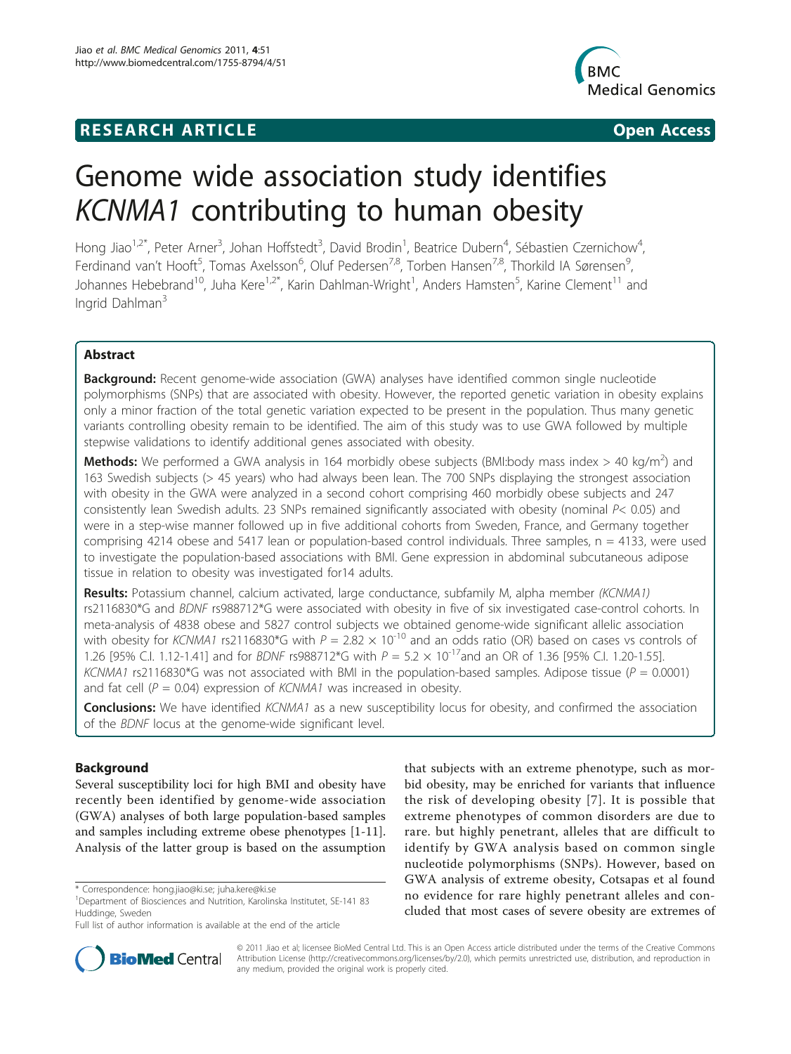**RESEARCH ARTICLE** **Open Access**

# Genome wide association study identifies *KCNMA1* contributing to human obesity

Hong Jiao[1,2*], Peter Arner[3], Johan Hoffstedt[3], David Brodin[1], Beatrice Dubern[4], Sébastien Czernichow[4], Ferdinand van't Hooft[5], Tomas Axelsson[6], Oluf Pedersen[7,8], Torben Hansen[7,8], Thorkild IA Sørensen[9], Johannes Hebebrand[10], Juha Kere[1,2*], Karin Dahlman-Wright[1], Anders Hamsten[5], Karine Clement[11] and Ingrid Dahlman[3]

## Abstract

**Background:** Recent genome-wide association (GWA) analyses have identified common single nucleotide polymorphisms (SNPs) that are associated with obesity. However, the reported genetic variation in obesity explains only a minor fraction of the total genetic variation expected to be present in the population. Thus many genetic variants controlling obesity remain to be identified. The aim of this study was to use GWA followed by multiple stepwise validations to identify additional genes associated with obesity.

**Methods:** We performed a GWA analysis in 164 morbidly obese subjects (BMI:body mass index > 40 kg/m$^2$) and 163 Swedish subjects (> 45 years) who had always been lean. The 700 SNPs displaying the strongest association with obesity in the GWA were analyzed in a second cohort comprising 460 morbidly obese subjects and 247 consistently lean Swedish adults. 23 SNPs remained significantly associated with obesity (nominal $P < 0.05$) and were in a step-wise manner followed up in five additional cohorts from Sweden, France, and Germany together comprising 4214 obese and 5417 lean or population-based control individuals. Three samples, n = 4133, were used to investigate the population-based associations with BMI. Gene expression in abdominal subcutaneous adipose tissue in relation to obesity was investigated for14 adults.

**Results:** Potassium channel, calcium activated, large conductance, subfamily M, alpha member *(KCNMA1)* rs2116830*G and *BDNF* rs988712*G were associated with obesity in five of six investigated case-control cohorts. In meta-analysis of 4838 obese and 5827 control subjects we obtained genome-wide significant allelic association with obesity for *KCNMA1* rs2116830*G with $P = 2.82 \times 10^{-10}$ and an odds ratio (OR) based on cases vs controls of 1.26 [95% C.I. 1.12-1.41] and for *BDNF* rs988712*G with $P = 5.2 \times 10^{-17}$and an OR of 1.36 [95% C.I. 1.20-1.55]. *KCNMA1* rs2116830*G was not associated with BMI in the population-based samples. Adipose tissue ($P = 0.0001$) and fat cell ($P = 0.04$) expression of *KCNMA1* was increased in obesity.

**Conclusions:** We have identified *KCNMA1* as a new susceptibility locus for obesity, and confirmed the association of the *BDNF* locus at the genome-wide significant level.

## Background

Several susceptibility loci for high BMI and obesity have recently been identified by genome-wide association (GWA) analyses of both large population-based samples and samples including extreme obese phenotypes [1-11]. Analysis of the latter group is based on the assumption that subjects with an extreme phenotype, such as morbid obesity, may be enriched for variants that influence the risk of developing obesity [7]. It is possible that extreme phenotypes of common disorders are due to rare. but highly penetrant, alleles that are difficult to identify by GWA analysis based on common single nucleotide polymorphisms (SNPs). However, based on GWA analysis of extreme obesity, Cotsapas et al found no evidence for rare highly penetrant alleles and concluded that most cases of severe obesity are extremes of

\* Correspondence: hong.jiao@ki.se; juha.kere@ki.se
[1]Department of Biosciences and Nutrition, Karolinska Institutet, SE-141 83 Huddinge, Sweden
Full list of author information is available at the end of the article

© 2011 Jiao et al; licensee BioMed Central Ltd. This is an Open Access article distributed under the terms of the Creative Commons Attribution License (http://creativecommons.org/licenses/by/2.0), which permits unrestricted use, distribution, and reproduction in any medium, provided the original work is properly cited.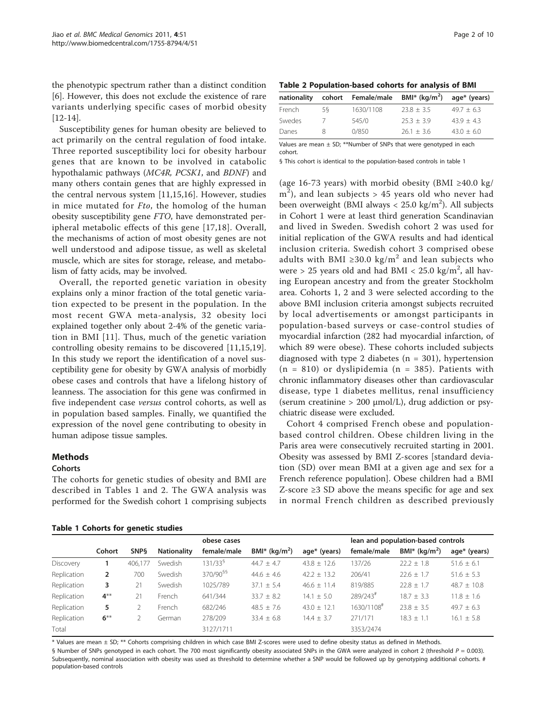the phenotypic spectrum rather than a distinct condition [6]. However, this does not exclude the existence of rare variants underlying specific cases of morbid obesity [12-14].

Susceptibility genes for human obesity are believed to act primarily on the central regulation of food intake. Three reported susceptibility loci for obesity harbour genes that are known to be involved in catabolic hypothalamic pathways (*MC4R*, *PCSK1*, and *BDNF*) and many others contain genes that are highly expressed in the central nervous system [11,15,16]. However, studies in mice mutated for *Fto*, the homolog of the human obesity susceptibility gene *FTO*, have demonstrated peripheral metabolic effects of this gene [17,18]. Overall, the mechanisms of action of most obesity genes are not well understood and adipose tissue, as well as skeletal muscle, which are sites for storage, release, and metabolism of fatty acids, may be involved.

Overall, the reported genetic variation in obesity explains only a minor fraction of the total genetic variation expected to be present in the population. In the most recent GWA meta-analysis, 32 obesity loci explained together only about 2-4% of the genetic variation in BMI [11]. Thus, much of the genetic variation controlling obesity remains to be discovered [11,15,19]. In this study we report the identification of a novel susceptibility gene for obesity by GWA analysis of morbidly obese cases and controls that have a lifelong history of leanness. The association for this gene was confirmed in five independent case *versus* control cohorts, as well as in population based samples. Finally, we quantified the expression of the novel gene contributing to obesity in human adipose tissue samples.

## Methods

### Cohorts

The cohorts for genetic studies of obesity and BMI are described in Tables 1 and 2. The GWA analysis was performed for the Swedish cohort 1 comprising subjects (age 16-73 years) with morbid obesity (BMI ≥40.0 kg/m$^2$), and lean subjects > 45 years old who never had been overweight (BMI always < 25.0 kg/m$^2$). All subjects in Cohort 1 were at least third generation Scandinavian and lived in Sweden. Swedish cohort 2 was used for initial replication of the GWA results and had identical inclusion criteria. Swedish cohort 3 comprised obese adults with BMI ≥30.0 kg/m$^2$ and lean subjects who were > 25 years old and had BMI < 25.0 kg/m$^2$, all having European ancestry and from the greater Stockholm area. Cohorts 1, 2 and 3 were selected according to the above BMI inclusion criteria amongst subjects recruited by local advertisements or amongst participants in population-based surveys or case-control studies of myocardial infarction (282 had myocardial infarction, of which 89 were obese). These cohorts included subjects diagnosed with type 2 diabetes (n = 301), hypertension (n = 810) or dyslipidemia (n = 385). Patients with chronic inflammatory diseases other than cardiovascular disease, type 1 diabetes mellitus, renal insufficiency (serum creatinine > 200 μmol/L), drug addiction or psychiatric disease were excluded.

Cohort 4 comprised French obese and population-based control children. Obese children living in the Paris area were consecutively recruited starting in 2001. Obesity was assessed by BMI Z-scores [standard deviation (SD) over mean BMI at a given age and sex for a French reference population]. Obese children had a BMI Z-score ≥3 SD above the means specific for age and sex in normal French children as described previously

**Table 2 Population-based cohorts for analysis of BMI**

| nationality | cohort | Female/male | BMI* (kg/m$^2$) | age* (years) |
|---|---|---|---|---|
| French | 5§ | 1630/1108 | 23.8 ± 3.5 | 49.7 ± 6.3 |
| Swedes | 7 | 545/0 | 25.3 ± 3.9 | 43.9 ± 4.3 |
| Danes | 8 | 0/850 | 26.1 ± 3.6 | 43.0 ± 6.0 |

Values are mean ± SD; **Number of SNPs that were genotyped in each cohort.

§ This cohort is identical to the population-based controls in table 1

**Table 1 Cohorts for genetic studies**

| | | | | obese cases | | | lean and population-based controls | | |
|---|---|---|---|---|---|---|---|---|---|
| | Cohort | SNP§ | Nationality | female/male | BMI* (kg/m$^2$) | age* (years) | female/male | BMI* (kg/m$^2$) | age* (years) |
| Discovery | 1 | 406,177 | Swedish | 131/33§ | 44.7 ± 4.7 | 43.8 ± 12.6 | 137/26 | 22.2 ± 1.8 | 51.6 ± 6.1 |
| Replication | 2 | 700 | Swedish | 370/90§§ | 44.6 ± 4.6 | 42.2 ± 13.2 | 206/41 | 22.6 ± 1.7 | 51.6 ± 5.3 |
| Replication | 3 | 21 | Swedish | 1025/789 | 37.1 ± 5.4 | 46.6 ± 11.4 | 819/885 | 22.8 ± 1.7 | 48.7 ± 10.8 |
| Replication | 4** | 21 | French | 641/344 | 33.7 ± 8.2 | 14.1 ± 5.0 | 289/243# | 18.7 ± 3.3 | 11.8 ± 1.6 |
| Replication | 5 | 2 | French | 682/246 | 48.5 ± 7.6 | 43.0 ± 12.1 | 1630/1108# | 23.8 ± 3.5 | 49.7 ± 6.3 |
| Replication | 6** | 2 | German | 278/209 | 33.4 ± 6.8 | 14.4 ± 3.7 | 271/171 | 18.3 ± 1.1 | 16.1 ± 5.8 |
| Total | | | | 3127/1711 | | | 3353/2474 | | |

* Values are mean ± SD; ** Cohorts comprising children in which case BMI Z-scores were used to define obesity status as defined in Methods.

§ Number of SNPs genotyped in each cohort. The 700 most significantly obesity associated SNPs in the GWA were analyzed in cohort 2 (threshold $P = 0.003$). Subsequently, nominal association with obesity was used as threshold to determine whether a SNP would be followed up by genotyping additional cohorts. # population-based controls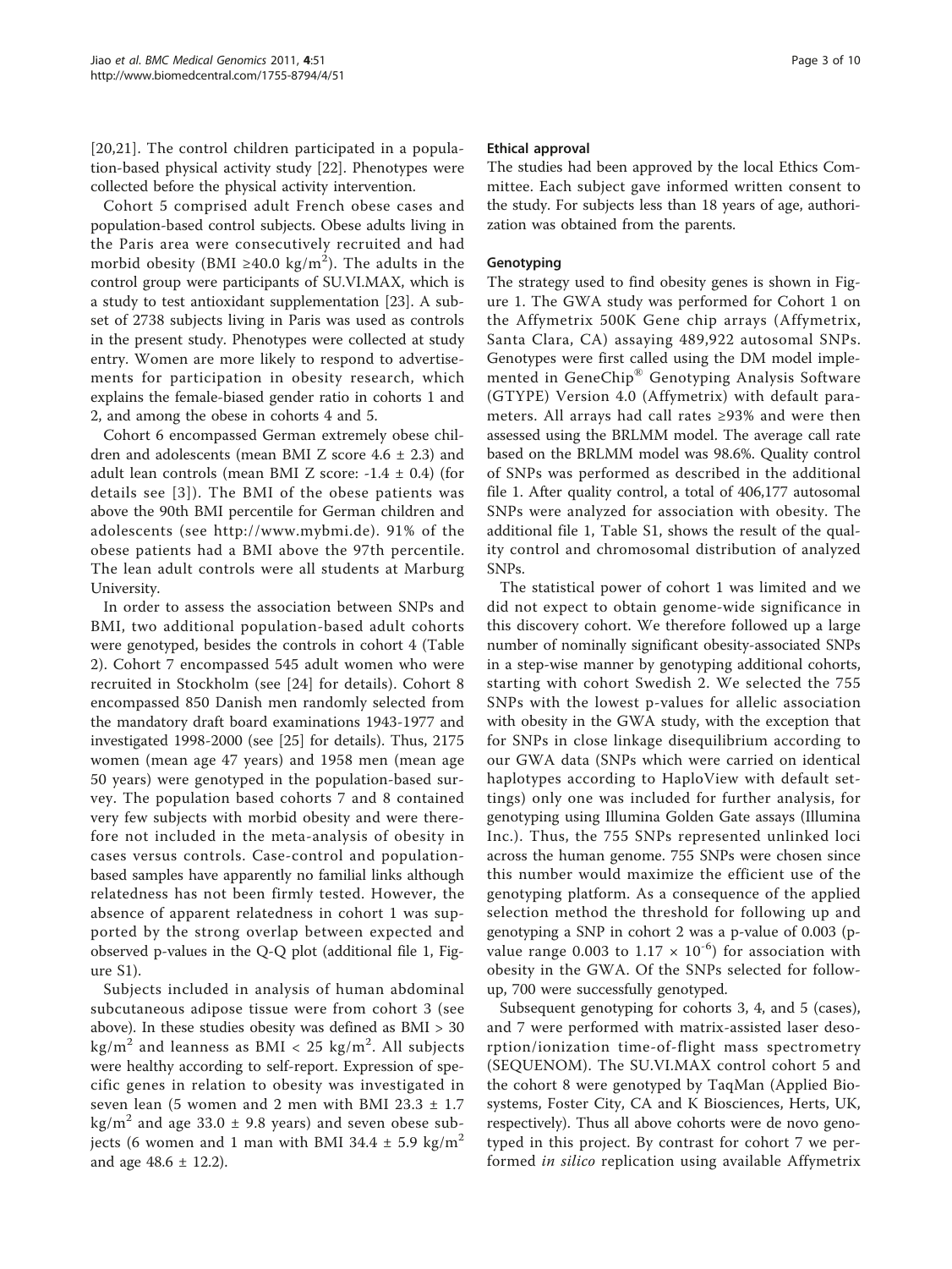[20,21]. The control children participated in a population-based physical activity study [22]. Phenotypes were collected before the physical activity intervention.

Cohort 5 comprised adult French obese cases and population-based control subjects. Obese adults living in the Paris area were consecutively recruited and had morbid obesity (BMI ≥40.0 kg/m$^2$). The adults in the control group were participants of SU.VI.MAX, which is a study to test antioxidant supplementation [23]. A subset of 2738 subjects living in Paris was used as controls in the present study. Phenotypes were collected at study entry. Women are more likely to respond to advertisements for participation in obesity research, which explains the female-biased gender ratio in cohorts 1 and 2, and among the obese in cohorts 4 and 5.

Cohort 6 encompassed German extremely obese children and adolescents (mean BMI Z score 4.6 ± 2.3) and adult lean controls (mean BMI Z score: -1.4 ± 0.4) (for details see [3]). The BMI of the obese patients was above the 90th BMI percentile for German children and adolescents (see http://www.mybmi.de). 91% of the obese patients had a BMI above the 97th percentile. The lean adult controls were all students at Marburg University.

In order to assess the association between SNPs and BMI, two additional population-based adult cohorts were genotyped, besides the controls in cohort 4 (Table 2). Cohort 7 encompassed 545 adult women who were recruited in Stockholm (see [24] for details). Cohort 8 encompassed 850 Danish men randomly selected from the mandatory draft board examinations 1943-1977 and investigated 1998-2000 (see [25] for details). Thus, 2175 women (mean age 47 years) and 1958 men (mean age 50 years) were genotyped in the population-based survey. The population based cohorts 7 and 8 contained very few subjects with morbid obesity and were therefore not included in the meta-analysis of obesity in cases versus controls. Case-control and population-based samples have apparently no familial links although relatedness has not been firmly tested. However, the absence of apparent relatedness in cohort 1 was supported by the strong overlap between expected and observed p-values in the Q-Q plot (additional file 1, Figure S1).

Subjects included in analysis of human abdominal subcutaneous adipose tissue were from cohort 3 (see above). In these studies obesity was defined as BMI > 30 kg/m$^2$ and leanness as BMI < 25 kg/m$^2$. All subjects were healthy according to self-report. Expression of specific genes in relation to obesity was investigated in seven lean (5 women and 2 men with BMI 23.3 ± 1.7 kg/m$^2$ and age 33.0 ± 9.8 years) and seven obese subjects (6 women and 1 man with BMI 34.4 ± 5.9 kg/m$^2$ and age 48.6 ± 12.2).

### Ethical approval

The studies had been approved by the local Ethics Committee. Each subject gave informed written consent to the study. For subjects less than 18 years of age, authorization was obtained from the parents.

### Genotyping

The strategy used to find obesity genes is shown in Figure 1. The GWA study was performed for Cohort 1 on the Affymetrix 500K Gene chip arrays (Affymetrix, Santa Clara, CA) assaying 489,922 autosomal SNPs. Genotypes were first called using the DM model implemented in GeneChip® Genotyping Analysis Software (GTYPE) Version 4.0 (Affymetrix) with default parameters. All arrays had call rates ≥93% and were then assessed using the BRLMM model. The average call rate based on the BRLMM model was 98.6%. Quality control of SNPs was performed as described in the additional file 1. After quality control, a total of 406,177 autosomal SNPs were analyzed for association with obesity. The additional file 1, Table S1, shows the result of the quality control and chromosomal distribution of analyzed SNPs.

The statistical power of cohort 1 was limited and we did not expect to obtain genome-wide significance in this discovery cohort. We therefore followed up a large number of nominally significant obesity-associated SNPs in a step-wise manner by genotyping additional cohorts, starting with cohort Swedish 2. We selected the 755 SNPs with the lowest p-values for allelic association with obesity in the GWA study, with the exception that for SNPs in close linkage disequilibrium according to our GWA data (SNPs which were carried on identical haplotypes according to HaploView with default settings) only one was included for further analysis, for genotyping using Illumina Golden Gate assays (Illumina Inc.). Thus, the 755 SNPs represented unlinked loci across the human genome. 755 SNPs were chosen since this number would maximize the efficient use of the genotyping platform. As a consequence of the applied selection method the threshold for following up and genotyping a SNP in cohort 2 was a p-value of 0.003 (p-value range 0.003 to $1.17 \times 10^{-6}$) for association with obesity in the GWA. Of the SNPs selected for follow-up, 700 were successfully genotyped.

Subsequent genotyping for cohorts 3, 4, and 5 (cases), and 7 were performed with matrix-assisted laser desorption/ionization time-of-flight mass spectrometry (SEQUENOM). The SU.VI.MAX control cohort 5 and the cohort 8 were genotyped by TaqMan (Applied Biosystems, Foster City, CA and K Biosciences, Herts, UK, respectively). Thus all above cohorts were de novo genotyped in this project. By contrast for cohort 7 we performed *in silico* replication using available Affymetrix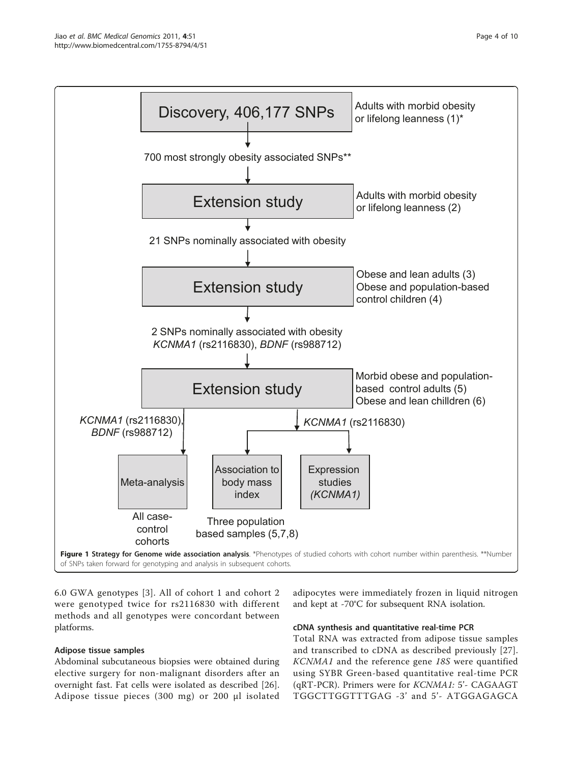Discovery, 406,177 SNPs — Adults with morbid obesity or lifelong leanness (1)*

700 most strongly obesity associated SNPs**

Extension study — Adults with morbid obesity or lifelong leanness (2)

21 SNPs nominally associated with obesity

Extension study — Obese and lean adults (3); Obese and population-based control children (4)

2 SNPs nominally associated with obesity *KCNMA1* (rs2116830), *BDNF* (rs988712)

Extension study — Morbid obese and population-based control adults (5); Obese and lean chilldren (6)

*KCNMA1* (rs2116830), *BDNF* (rs988712) → Meta-analysis — All case-control cohorts

*KCNMA1* (rs2116830) → Association to body mass index — Three population based samples (5,7,8); Expression studies *(KCNMA1)*

**Figure 1 Strategy for Genome wide association analysis**. *Phenotypes of studied cohorts with cohort number within parenthesis. **Number of SNPs taken forward for genotyping and analysis in subsequent cohorts.

6.0 GWA genotypes [3]. All of cohort 1 and cohort 2 were genotyped twice for rs2116830 with different methods and all genotypes were concordant between platforms.

#### Adipose tissue samples

Abdominal subcutaneous biopsies were obtained during elective surgery for non-malignant disorders after an overnight fast. Fat cells were isolated as described [26]. Adipose tissue pieces (300 mg) or 200 μl isolated adipocytes were immediately frozen in liquid nitrogen and kept at -70°C for subsequent RNA isolation.

#### cDNA synthesis and quantitative real-time PCR

Total RNA was extracted from adipose tissue samples and transcribed to cDNA as described previously [27]. *KCNMA1* and the reference gene *18S* were quantified using SYBR Green-based quantitative real-time PCR (qRT-PCR). Primers were for *KCNMA1:* 5'- CAGAAGT TGGCTTGGTTTGAG -3' and 5'- ATGGAGAGCA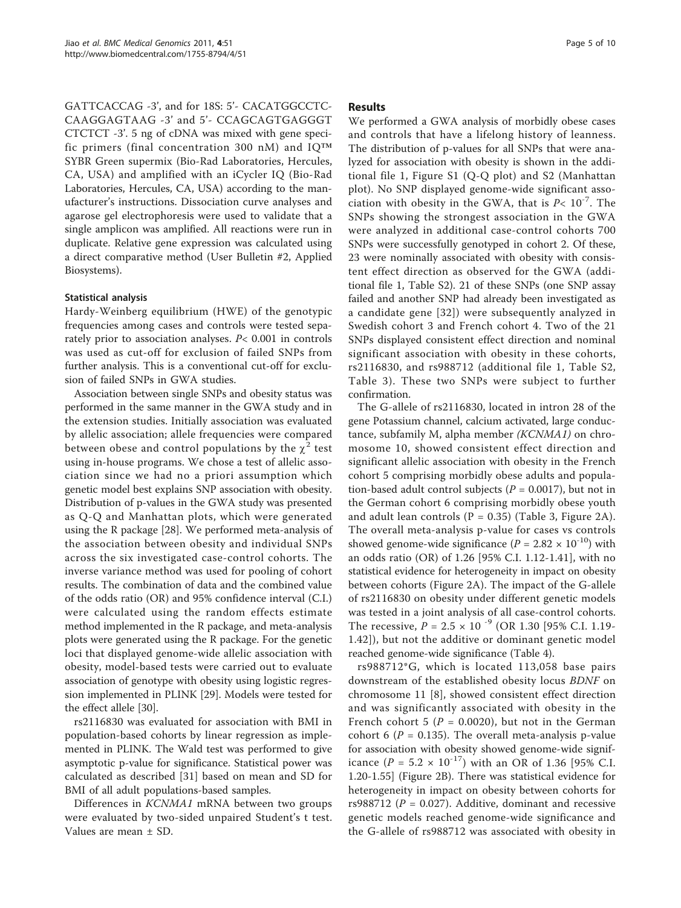GATTCACCAG -3', and for 18S: 5'- CACATGGCCTC-CAAGGAGTAAG -3' and 5'- CCAGCAGTGAGGGT CTCTCT -3'. 5 ng of cDNA was mixed with gene specific primers (final concentration 300 nM) and IQ™ SYBR Green supermix (Bio-Rad Laboratories, Hercules, CA, USA) and amplified with an iCycler IQ (Bio-Rad Laboratories, Hercules, CA, USA) according to the manufacturer's instructions. Dissociation curve analyses and agarose gel electrophoresis were used to validate that a single amplicon was amplified. All reactions were run in duplicate. Relative gene expression was calculated using a direct comparative method (User Bulletin #2, Applied Biosystems).

### Statistical analysis

Hardy-Weinberg equilibrium (HWE) of the genotypic frequencies among cases and controls were tested separately prior to association analyses. $P < 0.001$ in controls was used as cut-off for exclusion of failed SNPs from further analysis. This is a conventional cut-off for exclusion of failed SNPs in GWA studies.

Association between single SNPs and obesity status was performed in the same manner in the GWA study and in the extension studies. Initially association was evaluated by allelic association; allele frequencies were compared between obese and control populations by the $\chi^2$ test using in-house programs. We chose a test of allelic association since we had no a priori assumption which genetic model best explains SNP association with obesity. Distribution of p-values in the GWA study was presented as Q-Q and Manhattan plots, which were generated using the R package [28]. We performed meta-analysis of the association between obesity and individual SNPs across the six investigated case-control cohorts. The inverse variance method was used for pooling of cohort results. The combination of data and the combined value of the odds ratio (OR) and 95% confidence interval (C.I.) were calculated using the random effects estimate method implemented in the R package, and meta-analysis plots were generated using the R package. For the genetic loci that displayed genome-wide allelic association with obesity, model-based tests were carried out to evaluate association of genotype with obesity using logistic regression implemented in PLINK [29]. Models were tested for the effect allele [30].

rs2116830 was evaluated for association with BMI in population-based cohorts by linear regression as implemented in PLINK. The Wald test was performed to give asymptotic p-value for significance. Statistical power was calculated as described [31] based on mean and SD for BMI of all adult populations-based samples.

Differences in *KCNMA1* mRNA between two groups were evaluated by two-sided unpaired Student's t test. Values are mean ± SD.

## Results

We performed a GWA analysis of morbidly obese cases and controls that have a lifelong history of leanness. The distribution of p-values for all SNPs that were analyzed for association with obesity is shown in the additional file 1, Figure S1 (Q-Q plot) and S2 (Manhattan plot). No SNP displayed genome-wide significant association with obesity in the GWA, that is $P < 10^{-7}$. The SNPs showing the strongest association in the GWA were analyzed in additional case-control cohorts 700 SNPs were successfully genotyped in cohort 2. Of these, 23 were nominally associated with obesity with consistent effect direction as observed for the GWA (additional file 1, Table S2). 21 of these SNPs (one SNP assay failed and another SNP had already been investigated as a candidate gene [32]) were subsequently analyzed in Swedish cohort 3 and French cohort 4. Two of the 21 SNPs displayed consistent effect direction and nominal significant association with obesity in these cohorts, rs2116830, and rs988712 (additional file 1, Table S2, Table 3). These two SNPs were subject to further confirmation.

The G-allele of rs2116830, located in intron 28 of the gene Potassium channel, calcium activated, large conductance, subfamily M, alpha member *(KCNMA1)* on chromosome 10, showed consistent effect direction and significant allelic association with obesity in the French cohort 5 comprising morbidly obese adults and population-based adult control subjects ($P = 0.0017$), but not in the German cohort 6 comprising morbidly obese youth and adult lean controls (P = 0.35) (Table 3, Figure 2A). The overall meta-analysis p-value for cases vs controls showed genome-wide significance ($P = 2.82 \times 10^{-10}$) with an odds ratio (OR) of 1.26 [95% C.I. 1.12-1.41], with no statistical evidence for heterogeneity in impact on obesity between cohorts (Figure 2A). The impact of the G-allele of rs2116830 on obesity under different genetic models was tested in a joint analysis of all case-control cohorts. The recessive, $P = 2.5 \times 10^{-9}$ (OR 1.30 [95% C.I. 1.19-1.42]), but not the additive or dominant genetic model reached genome-wide significance (Table 4).

rs988712*G, which is located 113,058 base pairs downstream of the established obesity locus *BDNF* on chromosome 11 [8], showed consistent effect direction and was significantly associated with obesity in the French cohort 5 ($P = 0.0020$), but not in the German cohort 6 ($P = 0.135$). The overall meta-analysis p-value for association with obesity showed genome-wide significance ($P = 5.2 \times 10^{-17}$) with an OR of 1.36 [95% C.I. 1.20-1.55] (Figure 2B). There was statistical evidence for heterogeneity in impact on obesity between cohorts for rs988712 ($P = 0.027$). Additive, dominant and recessive genetic models reached genome-wide significance and the G-allele of rs988712 was associated with obesity in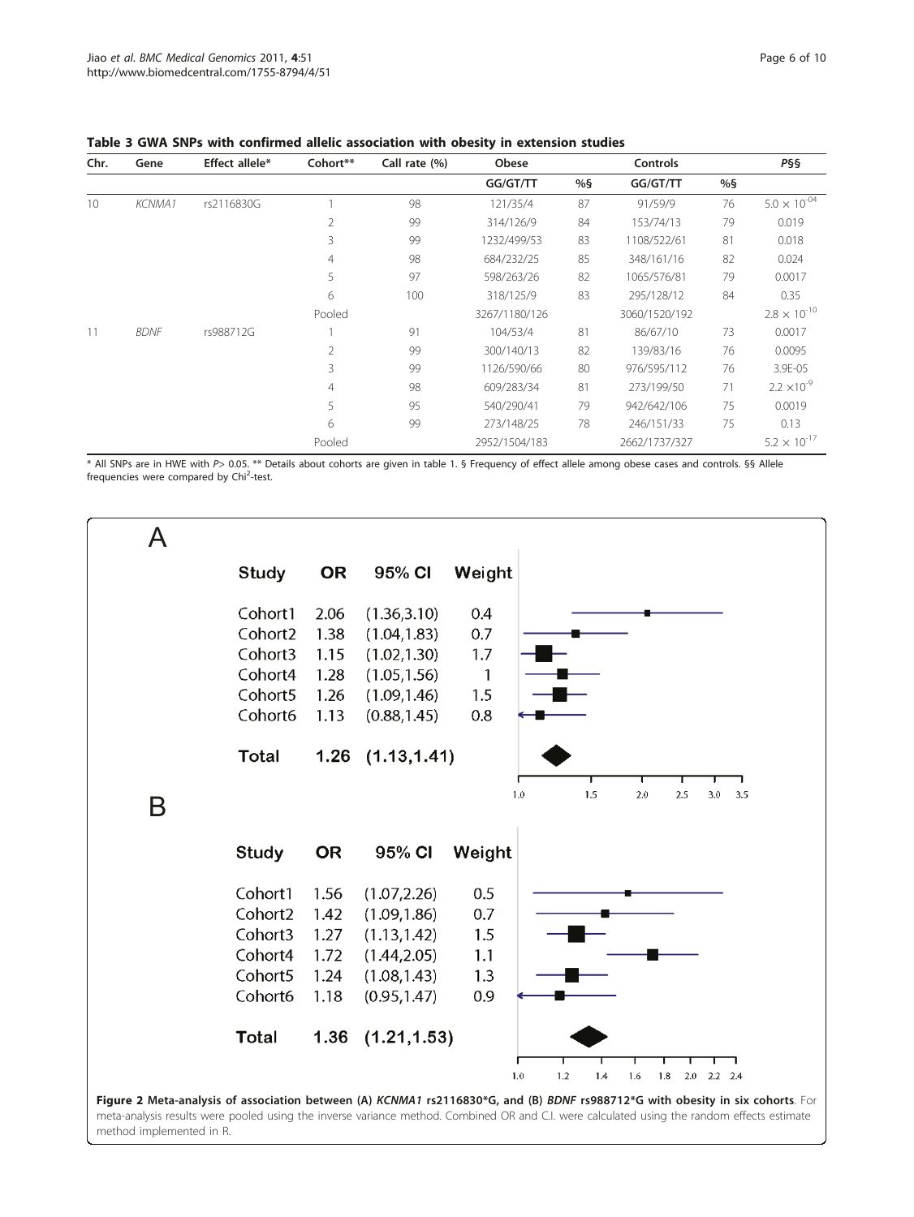**Table 3 GWA SNPs with confirmed allelic association with obesity in extension studies**

| Chr. | Gene | Effect allele* | Cohort** | Call rate (%) | Obese | | Controls | | P§§ |
|---|---|---|---|---|---|---|---|---|---|
| | | | | | GG/GT/TT | %§ | GG/GT/TT | %§ | |
| 10 | *KCNMA1* | rs2116830G | 1 | 98 | 121/35/4 | 87 | 91/59/9 | 76 | $5.0 \times 10^{-04}$ |
| | | | 2 | 99 | 314/126/9 | 84 | 153/74/13 | 79 | 0.019 |
| | | | 3 | 99 | 1232/499/53 | 83 | 1108/522/61 | 81 | 0.018 |
| | | | 4 | 98 | 684/232/25 | 85 | 348/161/16 | 82 | 0.024 |
| | | | 5 | 97 | 598/263/26 | 82 | 1065/576/81 | 79 | 0.0017 |
| | | | 6 | 100 | 318/125/9 | 83 | 295/128/12 | 84 | 0.35 |
| | | | Pooled | | 3267/1180/126 | | 3060/1520/192 | | $2.8 \times 10^{-10}$ |
| 11 | *BDNF* | rs988712G | 1 | 91 | 104/53/4 | 81 | 86/67/10 | 73 | 0.0017 |
| | | | 2 | 99 | 300/140/13 | 82 | 139/83/16 | 76 | 0.0095 |
| | | | 3 | 99 | 1126/590/66 | 80 | 976/595/112 | 76 | 3.9E-05 |
| | | | 4 | 98 | 609/283/34 | 81 | 273/199/50 | 71 | $2.2 \times 10^{-9}$ |
| | | | 5 | 95 | 540/290/41 | 79 | 942/642/106 | 75 | 0.0019 |
| | | | 6 | 99 | 273/148/25 | 78 | 246/151/33 | 75 | 0.13 |
| | | | Pooled | | 2952/1504/183 | | 2662/1737/327 | | $5.2 \times 10^{-17}$ |

\* All SNPs are in HWE with $P > 0.05$. ** Details about cohorts are given in table 1. § Frequency of effect allele among obese cases and controls. §§ Allele frequencies were compared by $Chi^2$-test.

A

| Study | OR | 95% CI | Weight |
|---|---|---|---|
| Cohort1 | 2.06 | (1.36,3.10) | 0.4 |
| Cohort2 | 1.38 | (1.04,1.83) | 0.7 |
| Cohort3 | 1.15 | (1.02,1.30) | 1.7 |
| Cohort4 | 1.28 | (1.05,1.56) | 1 |
| Cohort5 | 1.26 | (1.09,1.46) | 1.5 |
| Cohort6 | 1.13 | (0.88,1.45) | 0.8 |
| **Total** | **1.26** | **(1.13,1.41)** | |

B

| Study | OR | 95% CI | Weight |
|---|---|---|---|
| Cohort1 | 1.56 | (1.07,2.26) | 0.5 |
| Cohort2 | 1.42 | (1.09,1.86) | 0.7 |
| Cohort3 | 1.27 | (1.13,1.42) | 1.5 |
| Cohort4 | 1.72 | (1.44,2.05) | 1.1 |
| Cohort5 | 1.24 | (1.08,1.43) | 1.3 |
| Cohort6 | 1.18 | (0.95,1.47) | 0.9 |
| **Total** | **1.36** | **(1.21,1.53)** | |

**Figure 2 Meta-analysis of association between (A) *KCNMA1* rs2116830*G, and (B) *BDNF* rs988712*G with obesity in six cohorts**. For meta-analysis results were pooled using the inverse variance method. Combined OR and C.I. were calculated using the random effects estimate method implemented in R.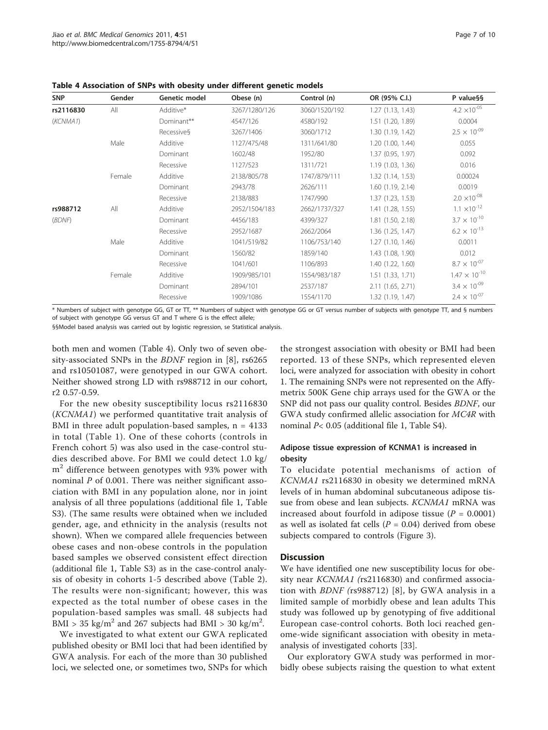**Table 4 Association of SNPs with obesity under different genetic models**

| SNP | Gender | Genetic model | Obese (n) | Control (n) | OR (95% C.I.) | P value§§ |
|---|---|---|---|---|---|---|
| **rs2116830** | All | Additive* | 3267/1280/126 | 3060/1520/192 | 1.27 (1.13, 1.43) | $4.2 \times 10^{-05}$ |
| (*KCNMA1*) | | Dominant** | 4547/126 | 4580/192 | 1.51 (1.20, 1.89) | 0.0004 |
| | | Recessive§ | 3267/1406 | 3060/1712 | 1.30 (1.19, 1.42) | $2.5 \times 10^{-09}$ |
| | Male | Additive | 1127/475/48 | 1311/641/80 | 1.20 (1.00, 1.44) | 0.055 |
| | | Dominant | 1602/48 | 1952/80 | 1.37 (0.95, 1.97) | 0.092 |
| | | Recessive | 1127/523 | 1311/721 | 1.19 (1.03, 1.36) | 0.016 |
| | Female | Additive | 2138/805/78 | 1747/879/111 | 1.32 (1.14, 1.53) | 0.00024 |
| | | Dominant | 2943/78 | 2626/111 | 1.60 (1.19, 2.14) | 0.0019 |
| | | Recessive | 2138/883 | 1747/990 | 1.37 (1.23, 1.53) | $2.0 \times 10^{-08}$ |
| **rs988712** | All | Additive | 2952/1504/183 | 2662/1737/327 | 1.41 (1.28, 1.55) | $1.1 \times 10^{-12}$ |
| (*BDNF*) | | Dominant | 4456/183 | 4399/327 | 1.81 (1.50, 2.18) | $3.7 \times 10^{-10}$ |
| | | Recessive | 2952/1687 | 2662/2064 | 1.36 (1.25, 1.47) | $6.2 \times 10^{-13}$ |
| | Male | Additive | 1041/519/82 | 1106/753/140 | 1.27 (1.10, 1.46) | 0.0011 |
| | | Dominant | 1560/82 | 1859/140 | 1.43 (1.08, 1.90) | 0.012 |
| | | Recessive | 1041/601 | 1106/893 | 1.40 (1.22, 1.60) | $8.7 \times 10^{-07}$ |
| | Female | Additive | 1909/985/101 | 1554/983/187 | 1.51 (1.33, 1.71) | $1.47 \times 10^{-10}$ |
| | | Dominant | 2894/101 | 2537/187 | 2.11 (1.65, 2.71) | $3.4 \times 10^{-09}$ |
| | | Recessive | 1909/1086 | 1554/1170 | 1.32 (1.19, 1.47) | $2.4 \times 10^{-07}$ |

\* Numbers of subject with genotype GG, GT or TT, ** Numbers of subject with genotype GG or GT versus number of subjects with genotype TT, and § numbers of subject with genotype GG versus GT and T where G is the effect allele;

§§Model based analysis was carried out by logistic regression, se Statistical analysis.

both men and women (Table 4). Only two of seven obesity-associated SNPs in the *BDNF* region in [8], rs6265 and rs10501087, were genotyped in our GWA cohort. Neither showed strong LD with rs988712 in our cohort, r2 0.57-0.59.

For the new obesity susceptibility locus rs2116830 (*KCNMA1*) we performed quantitative trait analysis of BMI in three adult population-based samples, n = 4133 in total (Table 1). One of these cohorts (controls in French cohort 5) was also used in the case-control studies described above. For BMI we could detect 1.0 kg/m$^2$ difference between genotypes with 93% power with nominal $P$ of 0.001. There was neither significant association with BMI in any population alone, nor in joint analysis of all three populations (additional file 1, Table S3). (The same results were obtained when we included gender, age, and ethnicity in the analysis (results not shown). When we compared allele frequencies between obese cases and non-obese controls in the population based samples we observed consistent effect direction (additional file 1, Table S3) as in the case-control analysis of obesity in cohorts 1-5 described above (Table 2). The results were non-significant; however, this was expected as the total number of obese cases in the population-based samples was small. 48 subjects had BMI > 35 kg/m$^2$ and 267 subjects had BMI > 30 kg/m$^2$.

We investigated to what extent our GWA replicated published obesity or BMI loci that had been identified by GWA analysis. For each of the more than 30 published loci, we selected one, or sometimes two, SNPs for which the strongest association with obesity or BMI had been reported. 13 of these SNPs, which represented eleven loci, were analyzed for association with obesity in cohort 1. The remaining SNPs were not represented on the Affymetrix 500K Gene chip arrays used for the GWA or the SNP did not pass our quality control. Besides *BDNF*, our GWA study confirmed allelic association for *MC4R* with nominal $P$< 0.05 (additional file 1, Table S4).

### Adipose tissue expression of KCNMA1 is increased in obesity

To elucidate potential mechanisms of action of *KCNMA1* rs2116830 in obesity we determined mRNA levels of in human abdominal subcutaneous adipose tissue from obese and lean subjects. *KCNMA1* mRNA was increased about fourfold in adipose tissue ($P$ = 0.0001) as well as isolated fat cells ($P$ = 0.04) derived from obese subjects compared to controls (Figure 3).

## Discussion

We have identified one new susceptibility locus for obesity near *KCNMA1 (*rs2116830) and confirmed association with *BDNF (*rs988712) [8], by GWA analysis in a limited sample of morbidly obese and lean adults This study was followed up by genotyping of five additional European case-control cohorts. Both loci reached genome-wide significant association with obesity in meta-analysis of investigated cohorts [33].

Our exploratory GWA study was performed in morbidly obese subjects raising the question to what extent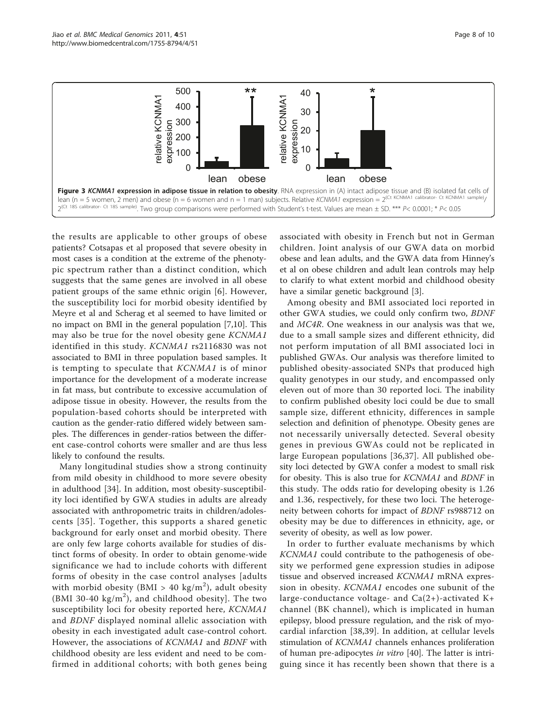**Figure 3** ***KCNMA1*** **expression in adipose tissue in relation to obesity**. RNA expression in (A) intact adipose tissue and (B) isolated fat cells of lean (n = 5 women, 2 men) and obese (n = 6 women and n = 1 man) subjects. Relative *KCNMA1* expression = $2^{(\text{Ct KCNMA1 calibrator- Ct KCNMA1 sample})}/2^{(\text{Ct 18S calibrator- Ct 18S sample})}$. Two group comparisons were performed with Student's t-test. Values are mean ± SD. *** $P< 0.0001$; * $P< 0.05$

the results are applicable to other groups of obese patients? Cotsapas et al proposed that severe obesity in most cases is a condition at the extreme of the phenotypic spectrum rather than a distinct condition, which suggests that the same genes are involved in all obese patient groups of the same ethnic origin [6]. However, the susceptibility loci for morbid obesity identified by Meyre et al and Scherag et al seemed to have limited or no impact on BMI in the general population [7,10]. This may also be true for the novel obesity gene *KCNMA1* identified in this study. *KCNMA1* rs2116830 was not associated to BMI in three population based samples. It is tempting to speculate that *KCNMA1* is of minor importance for the development of a moderate increase in fat mass, but contribute to excessive accumulation of adipose tissue in obesity. However, the results from the population-based cohorts should be interpreted with caution as the gender-ratio differed widely between samples. The differences in gender-ratios between the different case-control cohorts were smaller and are thus less likely to confound the results.

Many longitudinal studies show a strong continuity from mild obesity in childhood to more severe obesity in adulthood [34]. In addition, most obesity-susceptibility loci identified by GWA studies in adults are already associated with anthropometric traits in children/adolescents [35]. Together, this supports a shared genetic background for early onset and morbid obesity. There are only few large cohorts available for studies of distinct forms of obesity. In order to obtain genome-wide significance we had to include cohorts with different forms of obesity in the case control analyses [adults with morbid obesity (BMI > 40 $kg/m^2$), adult obesity (BMI 30-40 $kg/m^2$), and childhood obesity]. The two susceptibility loci for obesity reported here, *KCNMA1* and *BDNF* displayed nominal allelic association with obesity in each investigated adult case-control cohort. However, the associations of *KCNMA1* and *BDNF* with childhood obesity are less evident and need to be confirmed in additional cohorts; with both genes being associated with obesity in French but not in German children. Joint analysis of our GWA data on morbid obese and lean adults, and the GWA data from Hinney's et al on obese children and adult lean controls may help to clarify to what extent morbid and childhood obesity have a similar genetic background [3].

Among obesity and BMI associated loci reported in other GWA studies, we could only confirm two, *BDNF* and *MC4R*. One weakness in our analysis was that we, due to a small sample sizes and different ethnicity, did not perform imputation of all BMI associated loci in published GWAs. Our analysis was therefore limited to published obesity-associated SNPs that produced high quality genotypes in our study, and encompassed only eleven out of more than 30 reported loci. The inability to confirm published obesity loci could be due to small sample size, different ethnicity, differences in sample selection and definition of phenotype. Obesity genes are not necessarily universally detected. Several obesity genes in previous GWAs could not be replicated in large European populations [36,37]. All published obesity loci detected by GWA confer a modest to small risk for obesity. This is also true for *KCNMA1* and *BDNF* in this study. The odds ratio for developing obesity is 1.26 and 1.36, respectively, for these two loci. The heterogeneity between cohorts for impact of *BDNF* rs988712 on obesity may be due to differences in ethnicity, age, or severity of obesity, as well as low power.

In order to further evaluate mechanisms by which *KCNMA1* could contribute to the pathogenesis of obesity we performed gene expression studies in adipose tissue and observed increased *KCNMA1* mRNA expression in obesity. *KCNMA1* encodes one subunit of the large-conductance voltage- and Ca(2+)-activated K+ channel (BK channel), which is implicated in human epilepsy, blood pressure regulation, and the risk of myocardial infarction [38,39]. In addition, at cellular levels stimulation of *KCNMA1* channels enhances proliferation of human pre-adipocytes *in vitro* [40]. The latter is intriguing since it has recently been shown that there is a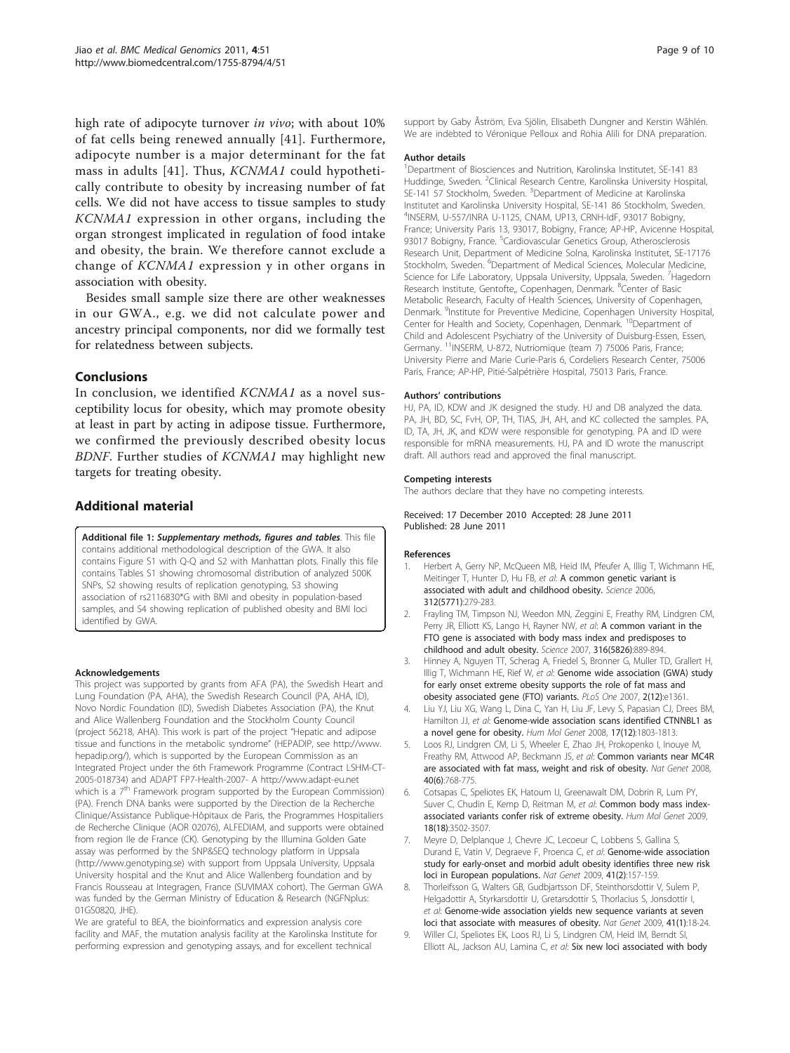high rate of adipocyte turnover *in vivo*; with about 10% of fat cells being renewed annually [41]. Furthermore, adipocyte number is a major determinant for the fat mass in adults [41]. Thus, *KCNMA1* could hypothetically contribute to obesity by increasing number of fat cells. We did not have access to tissue samples to study *KCNMA1* expression in other organs, including the organ strongest implicated in regulation of food intake and obesity, the brain. We therefore cannot exclude a change of *KCNMA1* expression y in other organs in association with obesity.

Besides small sample size there are other weaknesses in our GWA., e.g. we did not calculate power and ancestry principal components, nor did we formally test for relatedness between subjects.

## Conclusions

In conclusion, we identified *KCNMA1* as a novel susceptibility locus for obesity, which may promote obesity at least in part by acting in adipose tissue. Furthermore, we confirmed the previously described obesity locus *BDNF*. Further studies of *KCNMA1* may highlight new targets for treating obesity.

## Additional material

**Additional file 1:** ***Supplementary methods, figures and tables***. This file contains additional methodological description of the GWA. It also contains Figure S1 with Q-Q and S2 with Manhattan plots. Finally this file contains Tables S1 showing chromosomal distribution of analyzed 500K SNPs, S2 showing results of replication genotyping, S3 showing association of rs2116830*G with BMI and obesity in population-based samples, and S4 showing replication of published obesity and BMI loci identified by GWA.

#### Acknowledgements

This project was supported by grants from AFA (PA), the Swedish Heart and Lung Foundation (PA, AHA), the Swedish Research Council (PA, AHA, ID), Novo Nordic Foundation (ID), Swedish Diabetes Association (PA), the Knut and Alice Wallenberg Foundation and the Stockholm County Council (project 56218, AHA). This work is part of the project "Hepatic and adipose tissue and functions in the metabolic syndrome" (HEPADIP, see http://www.hepadip.org/), which is supported by the European Commission as an Integrated Project under the 6th Framework Programme (Contract LSHM-CT-2005-018734) and ADAPT FP7-Health-2007- A http://www.adapt-eu.net which is a 7[th] Framework program supported by the European Commission) (PA). French DNA banks were supported by the Direction de la Recherche Clinique/Assistance Publique-Hôpitaux de Paris, the Programmes Hospitaliers de Recherche Clinique (AOR 02076), ALFEDIAM, and supports were obtained from region Ile de France (CK). Genotyping by the Illumina Golden Gate assay was performed by the SNP&SEQ technology platform in Uppsala (http://www.genotyping.se) with support from Uppsala University, Uppsala University hospital and the Knut and Alice Wallenberg foundation and by Francis Rousseau at Integragen, France (SUVIMAX cohort). The German GWA was funded by the German Ministry of Education & Research (NGFNplus: 01GS0820, JHE).

We are grateful to BEA, the bioinformatics and expression analysis core facility and MAF, the mutation analysis facility at the Karolinska Institute for performing expression and genotyping assays, and for excellent technical support by Gaby Åström, Eva Sjölin, Elisabeth Dungner and Kerstin Wåhlén. We are indebted to Véronique Pelloux and Rohia Alili for DNA preparation.

#### Author details

[1]Department of Biosciences and Nutrition, Karolinska Institutet, SE-141 83 Huddinge, Sweden. [2]Clinical Research Centre, Karolinska University Hospital, SE-141 57 Stockholm, Sweden. [3]Department of Medicine at Karolinska Institutet and Karolinska University Hospital, SE-141 86 Stockholm, Sweden. [4]INSERM, U-557/INRA U-1125, CNAM, UP13, CRNH-IdF, 93017 Bobigny, France; University Paris 13, 93017, Bobigny, France; AP-HP, Avicenne Hospital, 93017 Bobigny, France. [5]Cardiovascular Genetics Group, Atherosclerosis Research Unit, Department of Medicine Solna, Karolinska Institutet, SE-17176 Stockholm, Sweden. [6]Department of Medical Sciences, Molecular Medicine, Science for Life Laboratory, Uppsala University, Uppsala, Sweden. [7]Hagedorn Research Institute, Gentofte,, Copenhagen, Denmark. [8]Center of Basic Metabolic Research, Faculty of Health Sciences, University of Copenhagen, Denmark. [9]Institute for Preventive Medicine, Copenhagen University Hospital, Center for Health and Society, Copenhagen, Denmark. [10]Department of Child and Adolescent Psychiatry of the University of Duisburg-Essen, Essen, Germany. [11]INSERM, U-872, Nutriomique (team 7) 75006 Paris, France; University Pierre and Marie Curie-Paris 6, Cordeliers Research Center, 75006 Paris, France; AP-HP, Pitié-Salpétrière Hospital, 75013 Paris, France.

#### Authors' contributions

HJ, PA, ID, KDW and JK designed the study. HJ and DB analyzed the data. PA, JH, BD, SC, FvH, OP, TH, TIAS, JH, AH, and KC collected the samples. PA, ID, TA, JH, JK, and KDW were responsible for genotyping. PA and ID were responsible for mRNA measurements. HJ, PA and ID wrote the manuscript draft. All authors read and approved the final manuscript.

#### Competing interests

The authors declare that they have no competing interests.

Received: 17 December 2010 Accepted: 28 June 2011
Published: 28 June 2011

#### References

1. Herbert A, Gerry NP, McQueen MB, Heid IM, Pfeufer A, Illig T, Wichmann HE, Meitinger T, Hunter D, Hu FB, *et al*: **A common genetic variant is associated with adult and childhood obesity.** *Science* 2006, **312(5771)**:279-283.
2. Frayling TM, Timpson NJ, Weedon MN, Zeggini E, Freathy RM, Lindgren CM, Perry JR, Elliott KS, Lango H, Rayner NW, *et al*: **A common variant in the FTO gene is associated with body mass index and predisposes to childhood and adult obesity.** *Science* 2007, **316(5826)**:889-894.
3. Hinney A, Nguyen TT, Scherag A, Friedel S, Bronner G, Muller TD, Grallert H, Illig T, Wichmann HE, Rief W, *et al*: **Genome wide association (GWA) study for early onset extreme obesity supports the role of fat mass and obesity associated gene (FTO) variants.** *PLoS One* 2007, **2(12)**:e1361.
4. Liu YJ, Liu XG, Wang L, Dina C, Yan H, Liu JF, Levy S, Papasian CJ, Drees BM, Hamilton JJ, *et al*: **Genome-wide association scans identified CTNNBL1 as a novel gene for obesity.** *Hum Mol Genet* 2008, **17(12)**:1803-1813.
5. Loos RJ, Lindgren CM, Li S, Wheeler E, Zhao JH, Prokopenko I, Inouye M, Freathy RM, Attwood AP, Beckmann JS, *et al*: **Common variants near MC4R are associated with fat mass, weight and risk of obesity.** *Nat Genet* 2008, **40(6)**:768-775.
6. Cotsapas C, Speliotes EK, Hatoum IJ, Greenawalt DM, Dobrin R, Lum PY, Suver C, Chudin E, Kemp D, Reitman M, *et al*: **Common body mass index-associated variants confer risk of extreme obesity.** *Hum Mol Genet* 2009, **18(18)**:3502-3507.
7. Meyre D, Delplanque J, Chevre JC, Lecoeur C, Lobbens S, Gallina S, Durand E, Vatin V, Degraeve F, Proenca C, *et al*: **Genome-wide association study for early-onset and morbid adult obesity identifies three new risk loci in European populations.** *Nat Genet* 2009, **41(2)**:157-159.
8. Thorleifsson G, Walters GB, Gudbjartsson DF, Steinthorsdottir V, Sulem P, Helgadottir A, Styrkarsdottir U, Gretarsdottir S, Thorlacius S, Jonsdottir I, *et al*: **Genome-wide association yields new sequence variants at seven loci that associate with measures of obesity.** *Nat Genet* 2009, **41(1)**:18-24.
9. Willer CJ, Speliotes EK, Loos RJ, Li S, Lindgren CM, Heid IM, Berndt SI, Elliott AL, Jackson AU, Lamina C, *et al*: **Six new loci associated with body**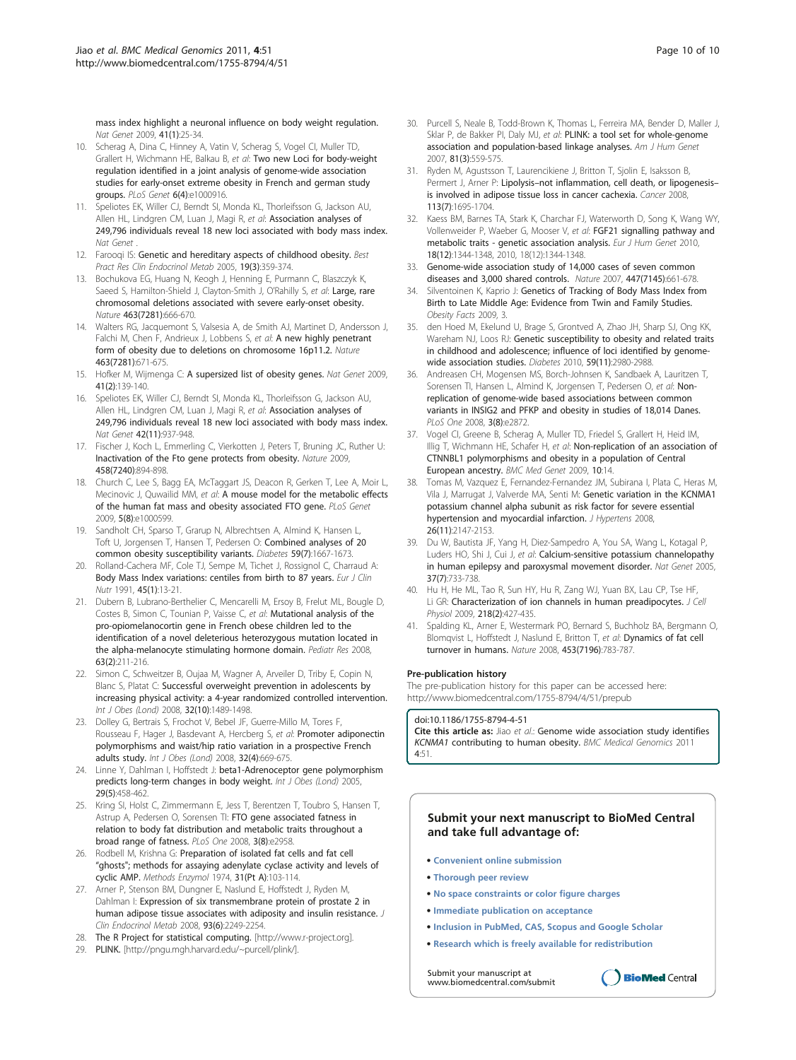mass index highlight a neuronal influence on body weight regulation. *Nat Genet* 2009, 41(1):25-34.

10. Scherag A, Dina C, Hinney A, Vatin V, Scherag S, Vogel CI, Muller TD, Grallert H, Wichmann HE, Balkau B, *et al*: **Two new Loci for body-weight regulation identified in a joint analysis of genome-wide association studies for early-onset extreme obesity in French and german study groups.** *PLoS Genet* 6(4):e1000916.
11. Speliotes EK, Willer CJ, Berndt SI, Monda KL, Thorleifsson G, Jackson AU, Allen HL, Lindgren CM, Luan J, Magi R, *et al*: **Association analyses of 249,796 individuals reveal 18 new loci associated with body mass index.** *Nat Genet* .
12. Farooqi IS: **Genetic and hereditary aspects of childhood obesity.** *Best Pract Res Clin Endocrinol Metab* 2005, 19(3):359-374.
13. Bochukova EG, Huang N, Keogh J, Henning E, Purmann C, Blaszczyk K, Saeed S, Hamilton-Shield J, Clayton-Smith J, O'Rahilly S, *et al*: **Large, rare chromosomal deletions associated with severe early-onset obesity.** *Nature* 463(7281):666-670.
14. Walters RG, Jacquemont S, Valsesia A, de Smith AJ, Martinet D, Andersson J, Falchi M, Chen F, Andrieux J, Lobbens S, *et al*: **A new highly penetrant form of obesity due to deletions on chromosome 16p11.2.** *Nature* 463(7281):671-675.
15. Hofker M, Wijmenga C: **A supersized list of obesity genes.** *Nat Genet* 2009, 41(2):139-140.
16. Speliotes EK, Willer CJ, Berndt SI, Monda KL, Thorleifsson G, Jackson AU, Allen HL, Lindgren CM, Luan J, Magi R, *et al*: **Association analyses of 249,796 individuals reveal 18 new loci associated with body mass index.** *Nat Genet* 42(11):937-948.
17. Fischer J, Koch L, Emmerling C, Vierkotten J, Peters T, Bruning JC, Ruther U: **Inactivation of the Fto gene protects from obesity.** *Nature* 2009, 458(7240):894-898.
18. Church C, Lee S, Bagg EA, McTaggart JS, Deacon R, Gerken T, Lee A, Moir L, Mecinovic J, Quwailid MM, *et al*: **A mouse model for the metabolic effects of the human fat mass and obesity associated FTO gene.** *PLoS Genet* 2009, 5(8):e1000599.
19. Sandholt CH, Sparso T, Grarup N, Albrechtsen A, Almind K, Hansen L, Toft U, Jorgensen T, Hansen T, Pedersen O: **Combined analyses of 20 common obesity susceptibility variants.** *Diabetes* 59(7):1667-1673.
20. Rolland-Cachera MF, Cole TJ, Sempe M, Tichet J, Rossignol C, Charraud A: **Body Mass Index variations: centiles from birth to 87 years.** *Eur J Clin Nutr* 1991, 45(1):13-21.
21. Dubern B, Lubrano-Berthelier C, Mencarelli M, Ersoy B, Frelut ML, Bougle D, Costes B, Simon C, Tounian P, Vaisse C, *et al*: **Mutational analysis of the pro-opiomelanocortin gene in French obese children led to the identification of a novel deleterious heterozygous mutation located in the alpha-melanocyte stimulating hormone domain.** *Pediatr Res* 2008, 63(2):211-216.
22. Simon C, Schweitzer B, Oujaa M, Wagner A, Arveiler D, Triby E, Copin N, Blanc S, Platat C: **Successful overweight prevention in adolescents by increasing physical activity: a 4-year randomized controlled intervention.** *Int J Obes (Lond)* 2008, 32(10):1489-1498.
23. Dolley G, Bertrais S, Frochot V, Bebel JF, Guerre-Millo M, Tores F, Rousseau F, Hager J, Basdevant A, Hercberg S, *et al*: **Promoter adiponectin polymorphisms and waist/hip ratio variation in a prospective French adults study.** *Int J Obes (Lond)* 2008, 32(4):669-675.
24. Linne Y, Dahlman I, Hoffstedt J: **beta1-Adrenoceptor gene polymorphism predicts long-term changes in body weight.** *Int J Obes (Lond)* 2005, 29(5):458-462.
25. Kring SI, Holst C, Zimmermann E, Jess T, Berentzen T, Toubro S, Hansen T, Astrup A, Pedersen O, Sorensen TI: **FTO gene associated fatness in relation to body fat distribution and metabolic traits throughout a broad range of fatness.** *PLoS One* 2008, 3(8):e2958.
26. Rodbell M, Krishna G: **Preparation of isolated fat cells and fat cell "ghosts"; methods for assaying adenylate cyclase activity and levels of cyclic AMP.** *Methods Enzymol* 1974, 31(Pt A):103-114.
27. Arner P, Stenson BM, Dungner E, Naslund E, Hoffstedt J, Ryden M, Dahlman I: **Expression of six transmembrane protein of prostate 2 in human adipose tissue associates with adiposity and insulin resistance.** *J Clin Endocrinol Metab* 2008, 93(6):2249-2254.
28. The R Project for statistical computing. [http://www.r-project.org].
29. PLINK. [http://pngu.mgh.harvard.edu/~purcell/plink/].
30. Purcell S, Neale B, Todd-Brown K, Thomas L, Ferreira MA, Bender D, Maller J, Sklar P, de Bakker PI, Daly MJ, *et al*: **PLINK: a tool set for whole-genome association and population-based linkage analyses.** *Am J Hum Genet* 2007, 81(3):559-575.
31. Ryden M, Agustsson T, Laurencikiene J, Britton T, Sjolin E, Isaksson B, Permert J, Arner P: **Lipolysis–not inflammation, cell death, or lipogenesis–is involved in adipose tissue loss in cancer cachexia.** *Cancer* 2008, 113(7):1695-1704.
32. Kaess BM, Barnes TA, Stark K, Charchar FJ, Waterworth D, Song K, Wang WY, Vollenweider P, Waeber G, Mooser V, *et al*: **FGF21 signalling pathway and metabolic traits - genetic association analysis.** *Eur J Hum Genet* 2010, 18(12):1344-1348, 2010, 18(12):1344-1348.
33. **Genome-wide association study of 14,000 cases of seven common diseases and 3,000 shared controls.** *Nature* 2007, 447(7145):661-678.
34. Silventoinen K, Kaprio J: **Genetics of Tracking of Body Mass Index from Birth to Late Middle Age: Evidence from Twin and Family Studies.** *Obesity Facts* 2009, 3.
35. den Hoed M, Ekelund U, Brage S, Grontved A, Zhao JH, Sharp SJ, Ong KK, Wareham NJ, Loos RJ: **Genetic susceptibility to obesity and related traits in childhood and adolescence; influence of loci identified by genome-wide association studies.** *Diabetes* 2010, 59(11):2980-2988.
36. Andreasen CH, Mogensen MS, Borch-Johnsen K, Sandbaek A, Lauritzen T, Sorensen TI, Hansen L, Almind K, Jorgensen T, Pedersen O, *et al*: **Non-replication of genome-wide based associations between common variants in INSIG2 and PFKP and obesity in studies of 18,014 Danes.** *PLoS One* 2008, 3(8):e2872.
37. Vogel CI, Greene B, Scherag A, Muller TD, Friedel S, Grallert H, Heid IM, Illig T, Wichmann HE, Schafer H, *et al*: **Non-replication of an association of CTNNBL1 polymorphisms and obesity in a population of Central European ancestry.** *BMC Med Genet* 2009, 10:14.
38. Tomas M, Vazquez E, Fernandez-Fernandez JM, Subirana I, Plata C, Heras M, Vila J, Marrugat J, Valverde MA, Senti M: **Genetic variation in the KCNMA1 potassium channel alpha subunit as risk factor for severe essential hypertension and myocardial infarction.** *J Hypertens* 2008, 26(11):2147-2153.
39. Du W, Bautista JF, Yang H, Diez-Sampedro A, You SA, Wang L, Kotagal P, Luders HO, Shi J, Cui J, *et al*: **Calcium-sensitive potassium channelopathy in human epilepsy and paroxysmal movement disorder.** *Nat Genet* 2005, 37(7):733-738.
40. Hu H, He ML, Tao R, Sun HY, Hu R, Zang WJ, Yuan BX, Lau CP, Tse HF, Li GR: **Characterization of ion channels in human preadipocytes.** *J Cell Physiol* 2009, 218(2):427-435.
41. Spalding KL, Arner E, Westermark PO, Bernard S, Buchholz BA, Bergmann O, Blomqvist L, Hoffstedt J, Naslund E, Britton T, *et al*: **Dynamics of fat cell turnover in humans.** *Nature* 2008, 453(7196):783-787.

### Pre-publication history

The pre-publication history for this paper can be accessed here: http://www.biomedcentral.com/1755-8794/4/51/prepub

doi:10.1186/1755-8794-4-51

**Cite this article as:** Jiao *et al.*: Genome wide association study identifies *KCNMA1* contributing to human obesity. *BMC Medical Genomics* 2011 4:51.

**Submit your next manuscript to BioMed Central and take full advantage of:**

- Convenient online submission
- Thorough peer review
- No space constraints or color figure charges
- Immediate publication on acceptance
- Inclusion in PubMed, CAS, Scopus and Google Scholar
- Research which is freely available for redistribution

Submit your manuscript at www.biomedcentral.com/submit

BioMed Central